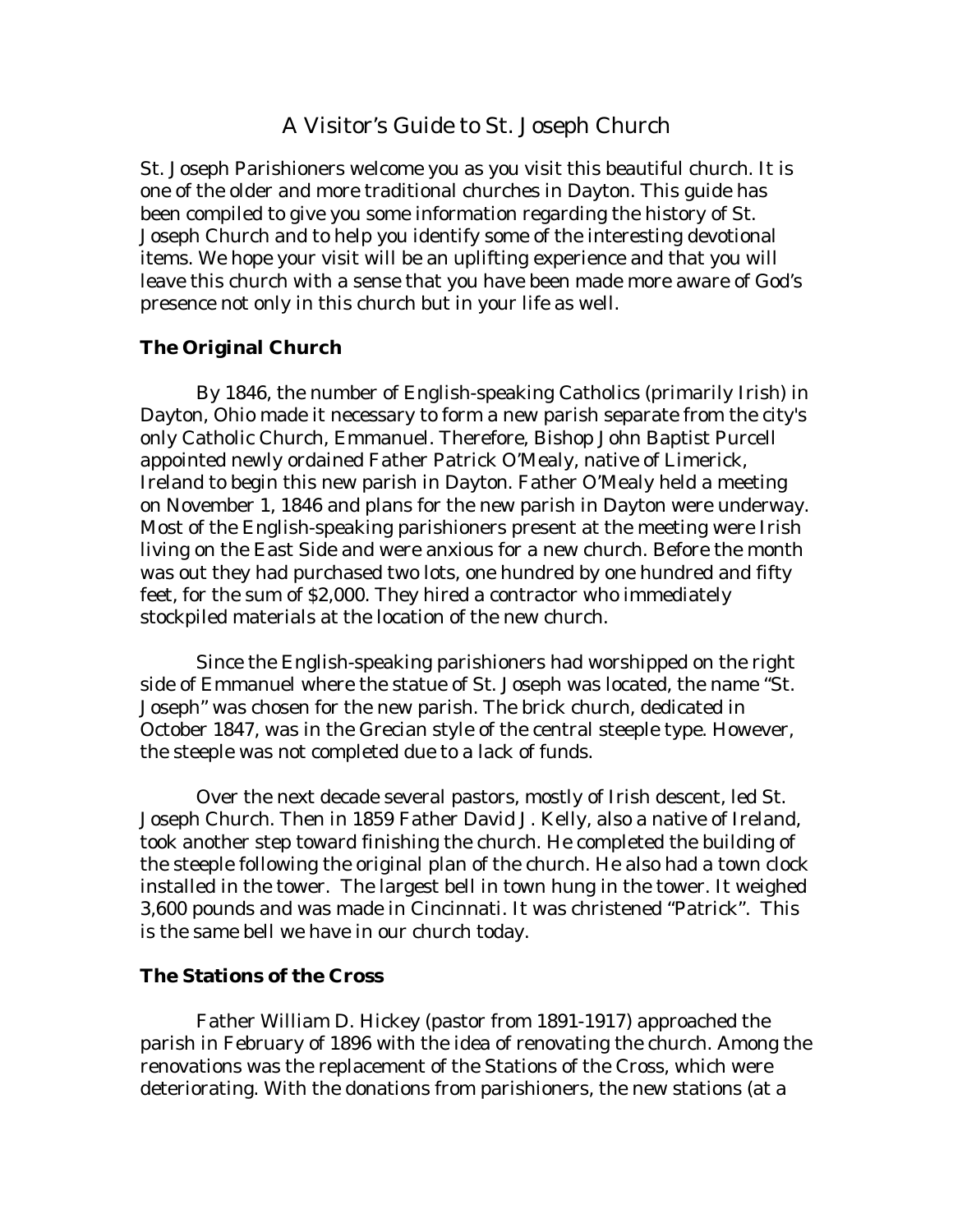# A Visitor's Guide to St. Joseph Church

St. Joseph Parishioners welcome you as you visit this beautiful church. It is one of the older and more traditional churches in Dayton. This guide has been compiled to give you some information regarding the history of St. Joseph Church and to help you identify some of the interesting devotional items. We hope your visit will be an uplifting experience and that you will leave this church with a sense that you have been made more aware of God's presence not only in this church but in your life as well.

## The Original Church

By 1846, the number of English-speaking Catholics (primarily Irish) in Dayton, Ohio made it necessary to form a new parish separate from the city's only Catholic Church, Emmanuel. Therefore, Bishop John Baptist Purcell appointed newly ordained Father Patrick O'Mealy, native of Limerick, Ireland to begin this new parish in Dayton. Father O'Mealy held a meeting on November 1, 1846 and plans for the new parish in Dayton were underway. Most of the English-speaking parishioners present at the meeting were Irish living on the East Side and were anxious for a new church. Before the month was out they had purchased two lots, one hundred by one hundred and fifty feet, for the sum of $2,000. They hired a contractor who immediately stockpiled materials at the location of the new church.

Since the English-speaking parishioners had worshipped on the right side of Emmanuel where the statue of St. Joseph was located, the name "St. Joseph" was chosen for the new parish. The brick church, dedicated in October 1847, was in the Grecian style of the central steeple type. However, the steeple was not completed due to a lack of funds.

Over the next decade several pastors, mostly of Irish descent, led St. Joseph Church. Then in 1859 Father David J. Kelly, also a native of Ireland, took another step toward finishing the church. He completed the building of the steeple following the original plan of the church. He also had a town clock installed in the tower. The largest bell in town hung in the tower. It weighed 3,600 pounds and was made in Cincinnati. It was christened "Patrick". This is the same bell we have in our church today.

## The Stations of the Cross

Father William D. Hickey (pastor from 1891-1917) approached the parish in February of 1896 with the idea of renovating the church. Among the renovations was the replacement of the Stations of the Cross, which were deteriorating. With the donations from parishioners, the new stations (at a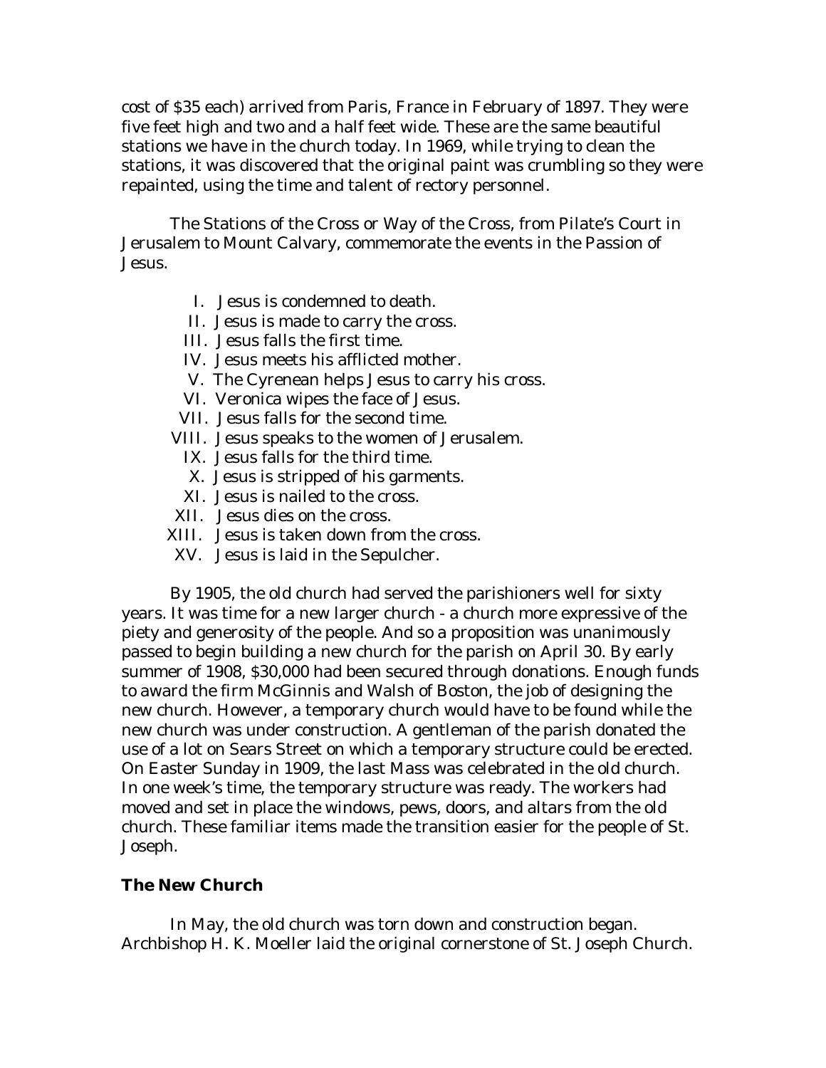cost of $35 each) arrived from Paris, France in February of 1897. They were five feet high and two and a half feet wide. These are the same beautiful stations we have in the church today. In 1969, while trying to clean the stations, it was discovered that the original paint was crumbling so they were repainted, using the time and talent of rectory personnel.

The Stations of the Cross or Way of the Cross, from Pilate's Court in Jerusalem to Mount Calvary, commemorate the events in the Passion of Jesus.

- I. Jesus is condemned to death.
- II. Jesus is made to carry the cross.
- III. Jesus falls the first time.
- IV. Jesus meets his afflicted mother.
- V. The Cyrenean helps Jesus to carry his cross.
- VI. Veronica wipes the face of Jesus.
- VII. Jesus falls for the second time.
- VIII. Jesus speaks to the women of Jerusalem.
- IX. Jesus falls for the third time.
- X. Jesus is stripped of his garments.
- XI. Jesus is nailed to the cross.
- XII. Jesus dies on the cross.
- XIII. Jesus is taken down from the cross.
- XV. Jesus is laid in the Sepulcher.

By 1905, the old church had served the parishioners well for sixty years. It was time for a new larger church - a church more expressive of the piety and generosity of the people. And so a proposition was unanimously passed to begin building a new church for the parish on April 30. By early summer of 1908, $30,000 had been secured through donations. Enough funds to award the firm McGinnis and Walsh of Boston, the job of designing the new church. However, a temporary church would have to be found while the new church was under construction. A gentleman of the parish donated the use of a lot on Sears Street on which a temporary structure could be erected. On Easter Sunday in 1909, the last Mass was celebrated in the old church. In one week's time, the temporary structure was ready. The workers had moved and set in place the windows, pews, doors, and altars from the old church. These familiar items made the transition easier for the people of St. Joseph.

**The New Church**

In May, the old church was torn down and construction began. Archbishop H. K. Moeller laid the original cornerstone of St. Joseph Church.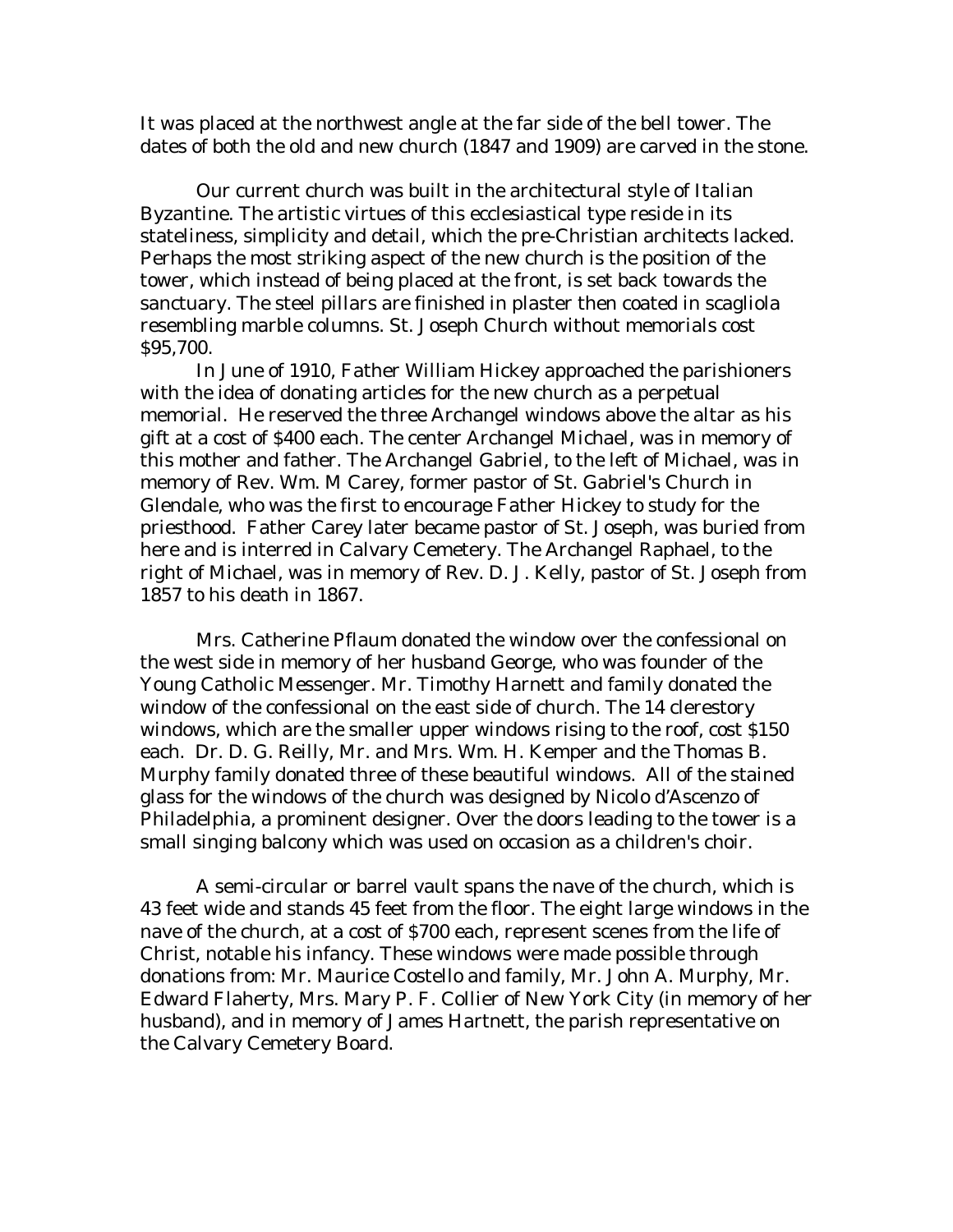It was placed at the northwest angle at the far side of the bell tower. The dates of both the old and new church (1847 and 1909) are carved in the stone.

Our current church was built in the architectural style of Italian Byzantine. The artistic virtues of this ecclesiastical type reside in its stateliness, simplicity and detail, which the pre-Christian architects lacked. Perhaps the most striking aspect of the new church is the position of the tower, which instead of being placed at the front, is set back towards the sanctuary. The steel pillars are finished in plaster then coated in scagliola resembling marble columns. St. Joseph Church without memorials cost $95,700.

In June of 1910, Father William Hickey approached the parishioners with the idea of donating articles for the new church as a perpetual memorial. He reserved the three Archangel windows above the altar as his gift at a cost of $400 each. The center Archangel Michael, was in memory of this mother and father. The Archangel Gabriel, to the left of Michael, was in memory of Rev. Wm. M Carey, former pastor of St. Gabriel's Church in Glendale, who was the first to encourage Father Hickey to study for the priesthood. Father Carey later became pastor of St. Joseph, was buried from here and is interred in Calvary Cemetery. The Archangel Raphael, to the right of Michael, was in memory of Rev. D. J. Kelly, pastor of St. Joseph from 1857 to his death in 1867.

Mrs. Catherine Pflaum donated the window over the confessional on the west side in memory of her husband George, who was founder of the Young Catholic Messenger. Mr. Timothy Harnett and family donated the window of the confessional on the east side of church. The 14 clerestory windows, which are the smaller upper windows rising to the roof, cost $150 each. Dr. D. G. Reilly, Mr. and Mrs. Wm. H. Kemper and the Thomas B. Murphy family donated three of these beautiful windows. All of the stained glass for the windows of the church was designed by Nicolo d'Ascenzo of Philadelphia, a prominent designer. Over the doors leading to the tower is a small singing balcony which was used on occasion as a children's choir.

A semi-circular or barrel vault spans the nave of the church, which is 43 feet wide and stands 45 feet from the floor. The eight large windows in the nave of the church, at a cost of $700 each, represent scenes from the life of Christ, notable his infancy. These windows were made possible through donations from: Mr. Maurice Costello and family, Mr. John A. Murphy, Mr. Edward Flaherty, Mrs. Mary P. F. Collier of New York City (in memory of her husband), and in memory of James Hartnett, the parish representative on the Calvary Cemetery Board.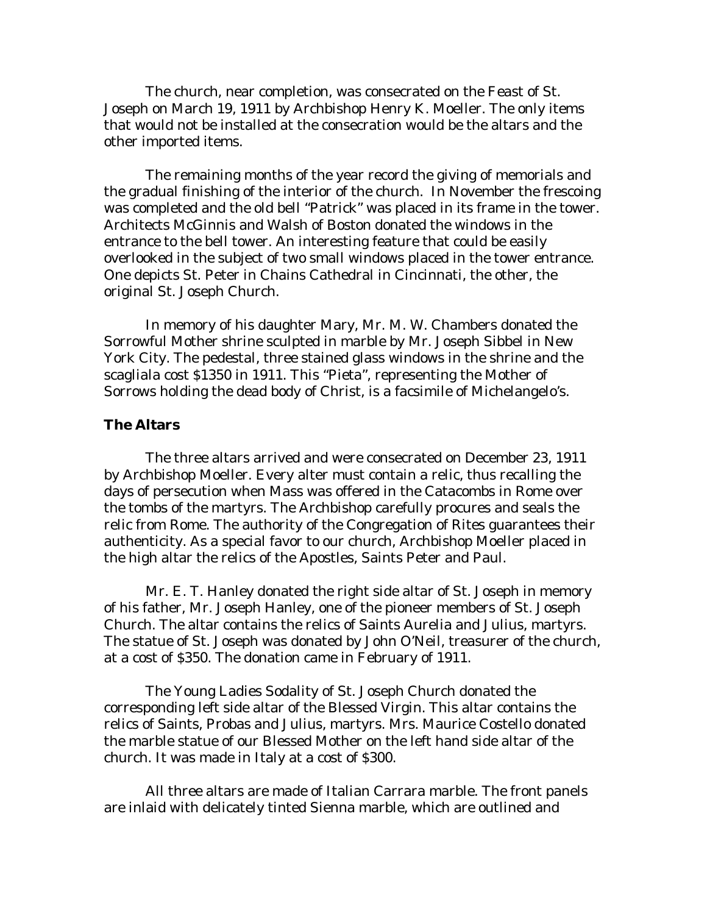The church, near completion, was consecrated on the Feast of St. Joseph on March 19, 1911 by Archbishop Henry K. Moeller. The only items that would not be installed at the consecration would be the altars and the other imported items.

The remaining months of the year record the giving of memorials and the gradual finishing of the interior of the church. In November the frescoing was completed and the old bell "Patrick" was placed in its frame in the tower. Architects McGinnis and Walsh of Boston donated the windows in the entrance to the bell tower. An interesting feature that could be easily overlooked in the subject of two small windows placed in the tower entrance. One depicts St. Peter in Chains Cathedral in Cincinnati, the other, the original St. Joseph Church.

In memory of his daughter Mary, Mr. M. W. Chambers donated the Sorrowful Mother shrine sculpted in marble by Mr. Joseph Sibbel in New York City. The pedestal, three stained glass windows in the shrine and the scagliala cost $1350 in 1911. This "Pieta", representing the Mother of Sorrows holding the dead body of Christ, is a facsimile of Michelangelo's.

**The Altars**

The three altars arrived and were consecrated on December 23, 1911 by Archbishop Moeller. Every alter must contain a relic, thus recalling the days of persecution when Mass was offered in the Catacombs in Rome over the tombs of the martyrs. The Archbishop carefully procures and seals the relic from Rome. The authority of the Congregation of Rites guarantees their authenticity. As a special favor to our church, Archbishop Moeller placed in the high altar the relics of the Apostles, Saints Peter and Paul.

Mr. E. T. Hanley donated the right side altar of St. Joseph in memory of his father, Mr. Joseph Hanley, one of the pioneer members of St. Joseph Church. The altar contains the relics of Saints Aurelia and Julius, martyrs. The statue of St. Joseph was donated by John O'Neil, treasurer of the church, at a cost of $350. The donation came in February of 1911.

The Young Ladies Sodality of St. Joseph Church donated the corresponding left side altar of the Blessed Virgin. This altar contains the relics of Saints, Probas and Julius, martyrs. Mrs. Maurice Costello donated the marble statue of our Blessed Mother on the left hand side altar of the church. It was made in Italy at a cost of $300.

All three altars are made of Italian Carrara marble. The front panels are inlaid with delicately tinted Sienna marble, which are outlined and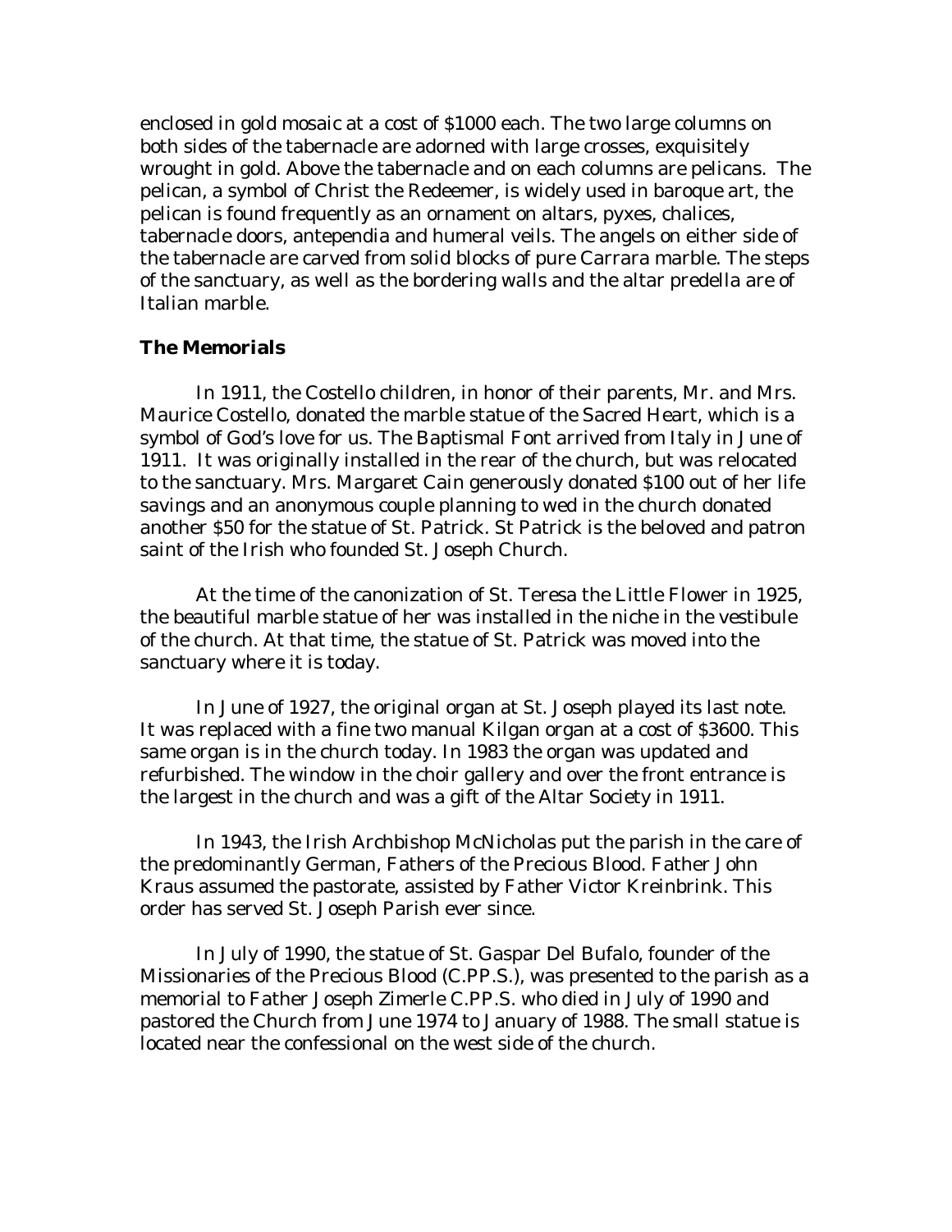enclosed in gold mosaic at a cost of $1000 each. The two large columns on both sides of the tabernacle are adorned with large crosses, exquisitely wrought in gold. Above the tabernacle and on each columns are pelicans. The pelican, a symbol of Christ the Redeemer, is widely used in baroque art, the pelican is found frequently as an ornament on altars, pyxes, chalices, tabernacle doors, antependia and humeral veils. The angels on either side of the tabernacle are carved from solid blocks of pure Carrara marble. The steps of the sanctuary, as well as the bordering walls and the altar predella are of Italian marble.

**The Memorials**

In 1911, the Costello children, in honor of their parents, Mr. and Mrs. Maurice Costello, donated the marble statue of the Sacred Heart, which is a symbol of God's love for us. The Baptismal Font arrived from Italy in June of 1911. It was originally installed in the rear of the church, but was relocated to the sanctuary. Mrs. Margaret Cain generously donated $100 out of her life savings and an anonymous couple planning to wed in the church donated another $50 for the statue of St. Patrick. St Patrick is the beloved and patron saint of the Irish who founded St. Joseph Church.

At the time of the canonization of St. Teresa the Little Flower in 1925, the beautiful marble statue of her was installed in the niche in the vestibule of the church. At that time, the statue of St. Patrick was moved into the sanctuary where it is today.

In June of 1927, the original organ at St. Joseph played its last note. It was replaced with a fine two manual Kilgan organ at a cost of $3600. This same organ is in the church today. In 1983 the organ was updated and refurbished. The window in the choir gallery and over the front entrance is the largest in the church and was a gift of the Altar Society in 1911.

In 1943, the Irish Archbishop McNicholas put the parish in the care of the predominantly German, Fathers of the Precious Blood. Father John Kraus assumed the pastorate, assisted by Father Victor Kreinbrink. This order has served St. Joseph Parish ever since.

In July of 1990, the statue of St. Gaspar Del Bufalo, founder of the Missionaries of the Precious Blood (C.PP.S.), was presented to the parish as a memorial to Father Joseph Zimerle C.PP.S. who died in July of 1990 and pastored the Church from June 1974 to January of 1988. The small statue is located near the confessional on the west side of the church.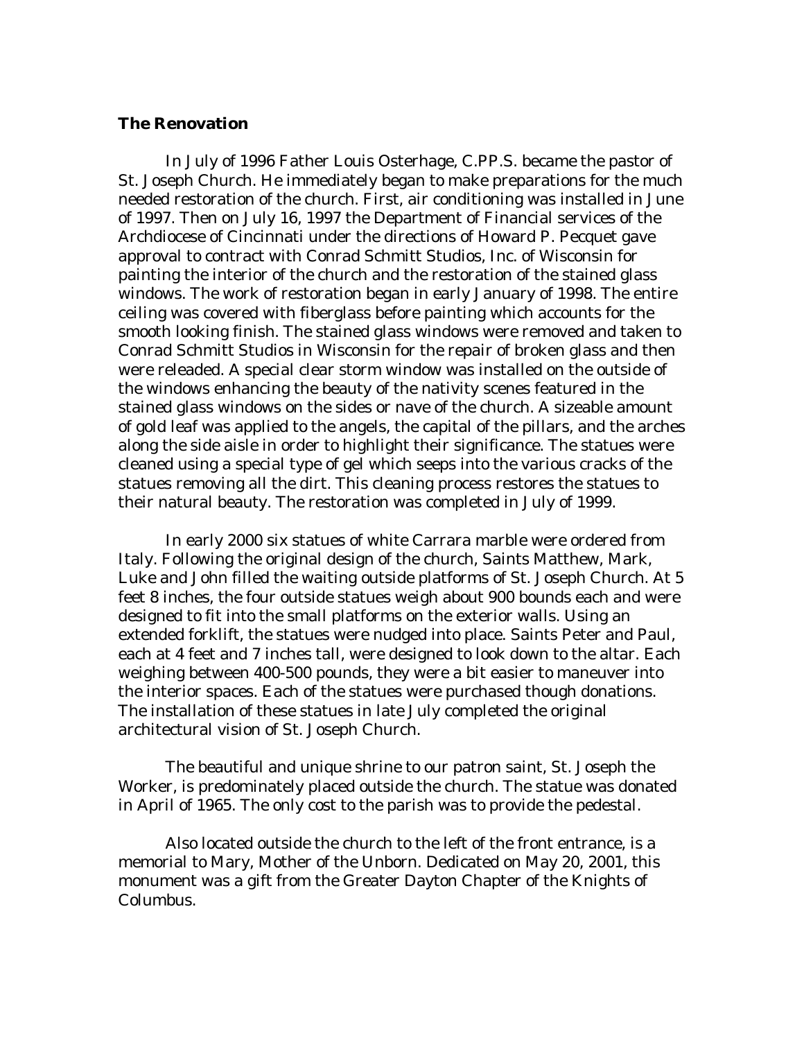### The Renovation

In July of 1996 Father Louis Osterhage, C.PP.S. became the pastor of St. Joseph Church. He immediately began to make preparations for the much needed restoration of the church. First, air conditioning was installed in June of 1997. Then on July 16, 1997 the Department of Financial services of the Archdiocese of Cincinnati under the directions of Howard P. Pecquet gave approval to contract with Conrad Schmitt Studios, Inc. of Wisconsin for painting the interior of the church and the restoration of the stained glass windows. The work of restoration began in early January of 1998. The entire ceiling was covered with fiberglass before painting which accounts for the smooth looking finish. The stained glass windows were removed and taken to Conrad Schmitt Studios in Wisconsin for the repair of broken glass and then were releaded. A special clear storm window was installed on the outside of the windows enhancing the beauty of the nativity scenes featured in the stained glass windows on the sides or nave of the church. A sizeable amount of gold leaf was applied to the angels, the capital of the pillars, and the arches along the side aisle in order to highlight their significance. The statues were cleaned using a special type of gel which seeps into the various cracks of the statues removing all the dirt. This cleaning process restores the statues to their natural beauty. The restoration was completed in July of 1999.

In early 2000 six statues of white Carrara marble were ordered from Italy. Following the original design of the church, Saints Matthew, Mark, Luke and John filled the waiting outside platforms of St. Joseph Church. At 5 feet 8 inches, the four outside statues weigh about 900 bounds each and were designed to fit into the small platforms on the exterior walls. Using an extended forklift, the statues were nudged into place. Saints Peter and Paul, each at 4 feet and 7 inches tall, were designed to look down to the altar. Each weighing between 400-500 pounds, they were a bit easier to maneuver into the interior spaces. Each of the statues were purchased though donations. The installation of these statues in late July completed the original architectural vision of St. Joseph Church.

The beautiful and unique shrine to our patron saint, St. Joseph the Worker, is predominately placed outside the church. The statue was donated in April of 1965. The only cost to the parish was to provide the pedestal.

Also located outside the church to the left of the front entrance, is a memorial to Mary, Mother of the Unborn. Dedicated on May 20, 2001, this monument was a gift from the Greater Dayton Chapter of the Knights of Columbus.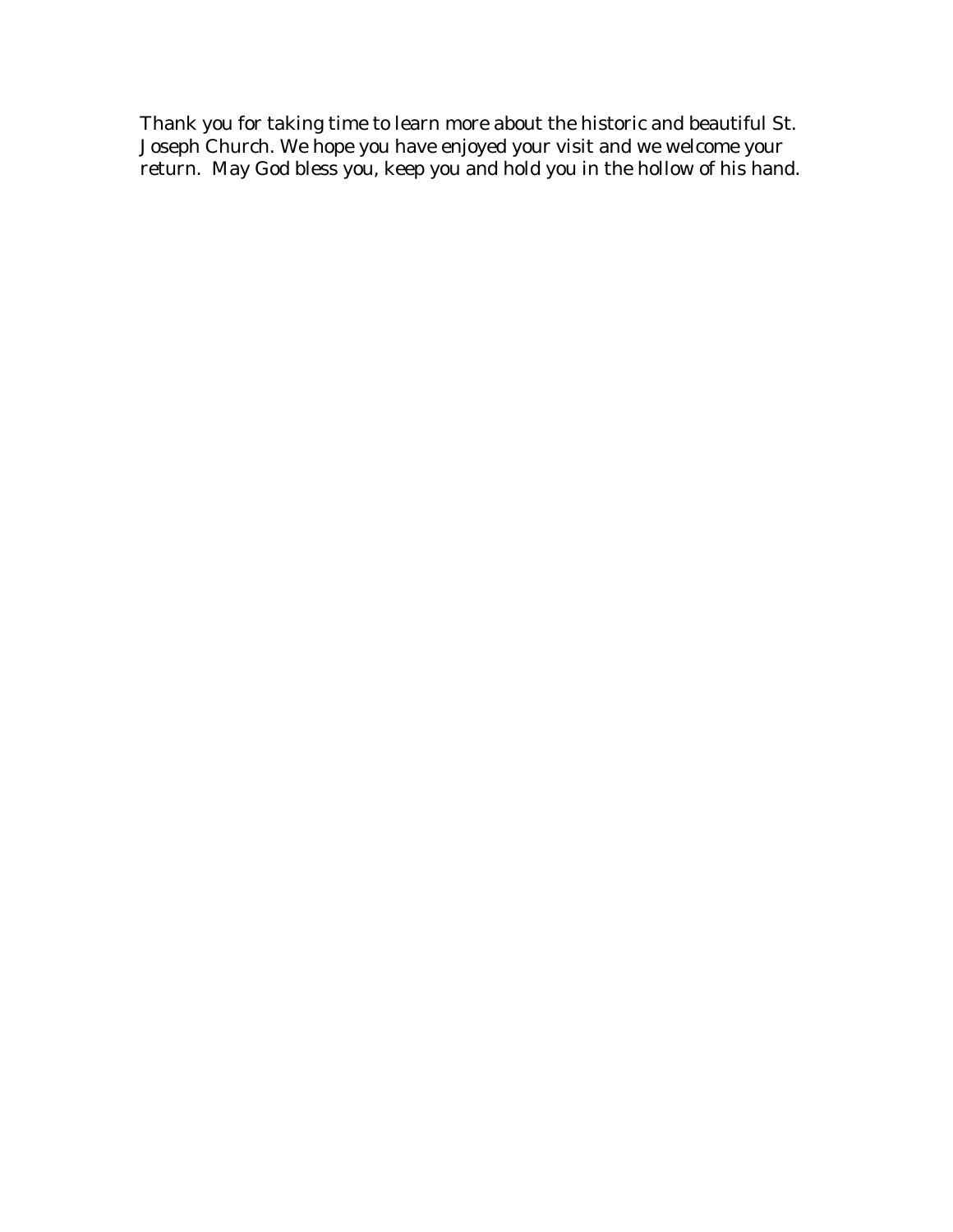Thank you for taking time to learn more about the historic and beautiful St. Joseph Church. We hope you have enjoyed your visit and we welcome your return. May God bless you, keep you and hold you in the hollow of his hand.